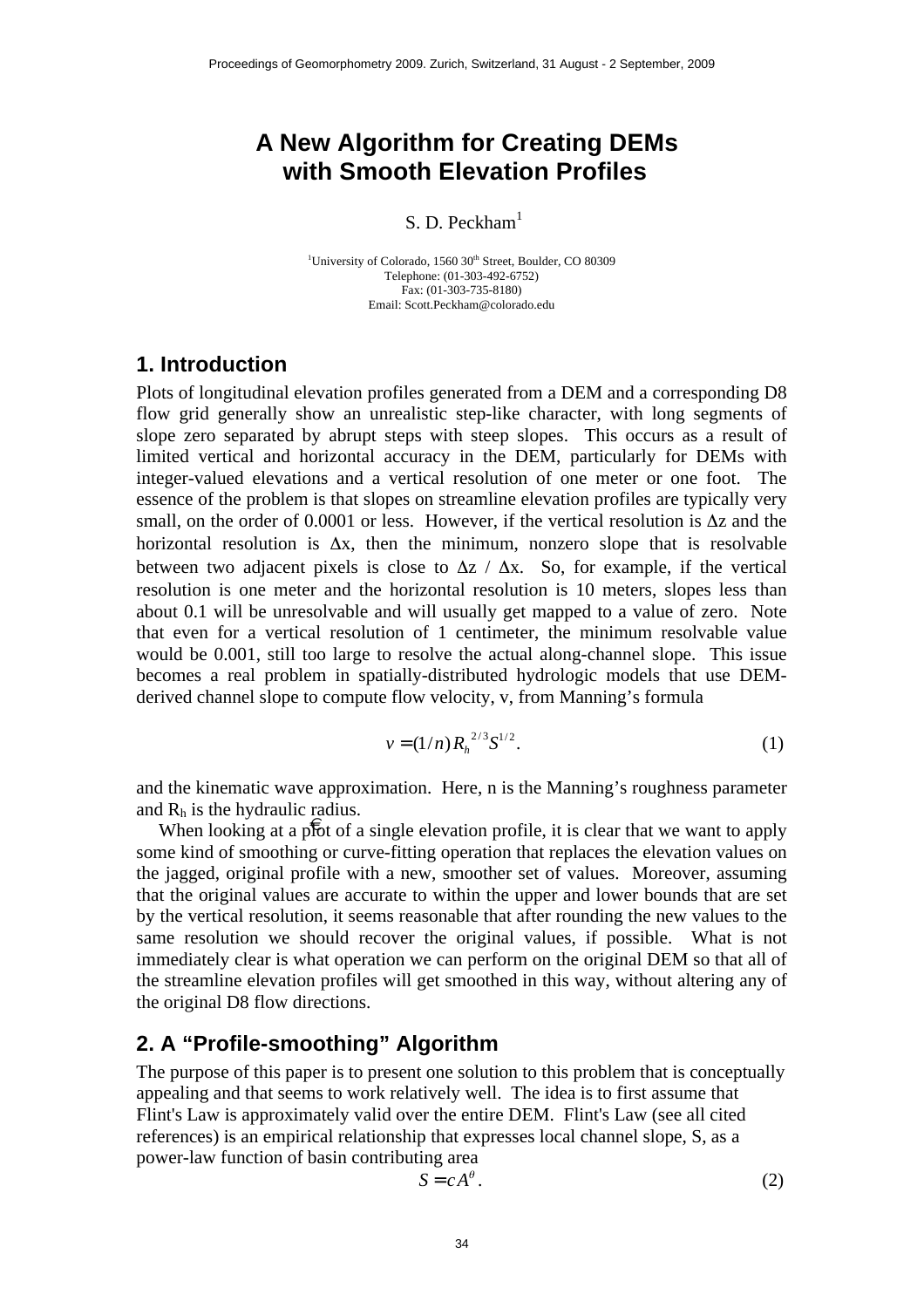# A New Algorithm for Creating DEMs with Smooth Elevation Profiles

S. D. Peckham[1]

[1]University of Colorado, 1560 30th Street, Boulder, CO 80309
Telephone: (01-303-492-6752)
Fax: (01-303-735-8180)
Email: Scott.Peckham@colorado.edu

## 1. Introduction

Plots of longitudinal elevation profiles generated from a DEM and a corresponding D8 flow grid generally show an unrealistic step-like character, with long segments of slope zero separated by abrupt steps with steep slopes. This occurs as a result of limited vertical and horizontal accuracy in the DEM, particularly for DEMs with integer-valued elevations and a vertical resolution of one meter or one foot. The essence of the problem is that slopes on streamline elevation profiles are typically very small, on the order of 0.0001 or less. However, if the vertical resolution is $\Delta z$ and the horizontal resolution is $\Delta x$, then the minimum, nonzero slope that is resolvable between two adjacent pixels is close to $\Delta z$ / $\Delta x$. So, for example, if the vertical resolution is one meter and the horizontal resolution is 10 meters, slopes less than about 0.1 will be unresolvable and will usually get mapped to a value of zero. Note that even for a vertical resolution of 1 centimeter, the minimum resolvable value would be 0.001, still too large to resolve the actual along-channel slope. This issue becomes a real problem in spatially-distributed hydrologic models that use DEM-derived channel slope to compute flow velocity, v, from Manning's formula

$$v = (1/n)\, R_h^{\;2/3} S^{1/2}. \tag{1}$$

and the kinematic wave approximation. Here, n is the Manning's roughness parameter and $R_h$ is the hydraulic radius.

When looking at a plot of a single elevation profile, it is clear that we want to apply some kind of smoothing or curve-fitting operation that replaces the elevation values on the jagged, original profile with a new, smoother set of values. Moreover, assuming that the original values are accurate to within the upper and lower bounds that are set by the vertical resolution, it seems reasonable that after rounding the new values to the same resolution we should recover the original values, if possible. What is not immediately clear is what operation we can perform on the original DEM so that all of the streamline elevation profiles will get smoothed in this way, without altering any of the original D8 flow directions.

## 2. A "Profile-smoothing" Algorithm

The purpose of this paper is to present one solution to this problem that is conceptually appealing and that seems to work relatively well. The idea is to first assume that Flint's Law is approximately valid over the entire DEM. Flint's Law (see all cited references) is an empirical relationship that expresses local channel slope, S, as a power-law function of basin contributing area

$$S = cA^{\theta}. \tag{2}$$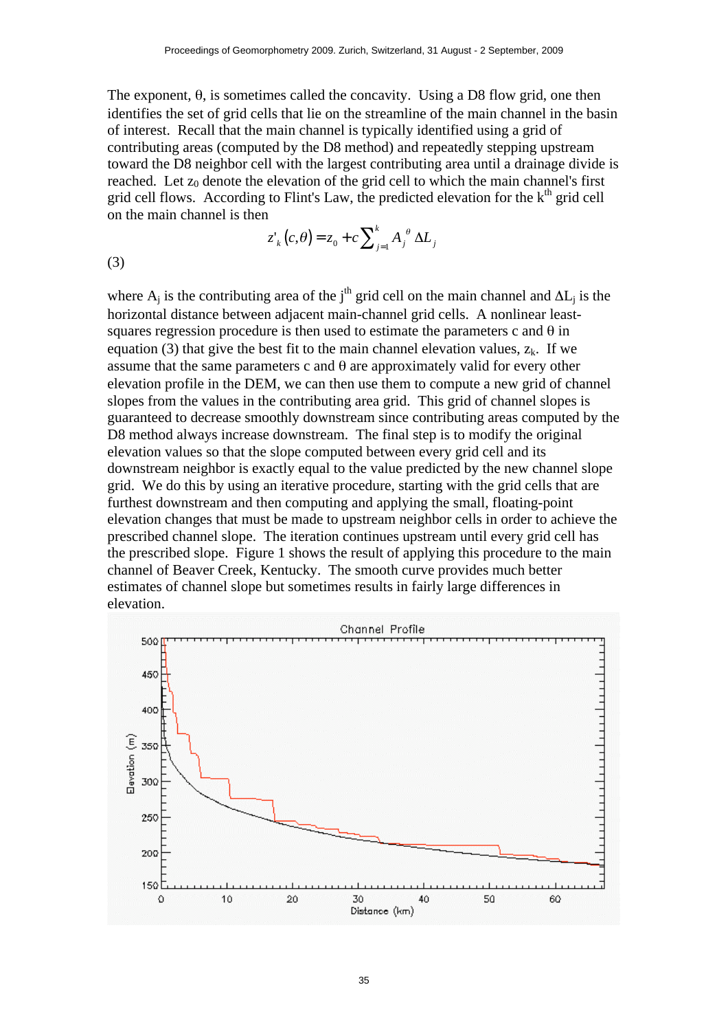The exponent, θ, is sometimes called the concavity. Using a D8 flow grid, one then identifies the set of grid cells that lie on the streamline of the main channel in the basin of interest. Recall that the main channel is typically identified using a grid of contributing areas (computed by the D8 method) and repeatedly stepping upstream toward the D8 neighbor cell with the largest contributing area until a drainage divide is reached. Let $z_0$ denote the elevation of the grid cell to which the main channel's first grid cell flows. According to Flint's Law, the predicted elevation for the $k^{th}$ grid cell on the main channel is then

$$z'_k(c,\theta) = z_0 + c\sum_{j=1}^{k} A_j^{\theta}\,\Delta L_j \tag{3}$$

where $A_j$ is the contributing area of the $j^{th}$ grid cell on the main channel and $\Delta L_j$ is the horizontal distance between adjacent main-channel grid cells. A nonlinear least-squares regression procedure is then used to estimate the parameters c and θ in equation (3) that give the best fit to the main channel elevation values, $z_k$. If we assume that the same parameters c and θ are approximately valid for every other elevation profile in the DEM, we can then use them to compute a new grid of channel slopes from the values in the contributing area grid. This grid of channel slopes is guaranteed to decrease smoothly downstream since contributing areas computed by the D8 method always increase downstream. The final step is to modify the original elevation values so that the slope computed between every grid cell and its downstream neighbor is exactly equal to the value predicted by the new channel slope grid. We do this by using an iterative procedure, starting with the grid cells that are furthest downstream and then computing and applying the small, floating-point elevation changes that must be made to upstream neighbor cells in order to achieve the prescribed channel slope. The iteration continues upstream until every grid cell has the prescribed slope. Figure 1 shows the result of applying this procedure to the main channel of Beaver Creek, Kentucky. The smooth curve provides much better estimates of channel slope but sometimes results in fairly large differences in elevation.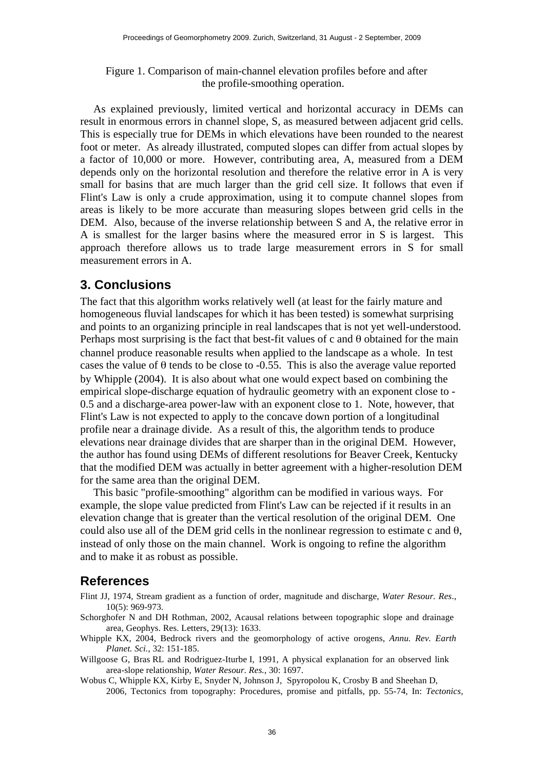Figure 1. Comparison of main-channel elevation profiles before and after the profile-smoothing operation.

As explained previously, limited vertical and horizontal accuracy in DEMs can result in enormous errors in channel slope, S, as measured between adjacent grid cells. This is especially true for DEMs in which elevations have been rounded to the nearest foot or meter. As already illustrated, computed slopes can differ from actual slopes by a factor of 10,000 or more. However, contributing area, A, measured from a DEM depends only on the horizontal resolution and therefore the relative error in A is very small for basins that are much larger than the grid cell size. It follows that even if Flint's Law is only a crude approximation, using it to compute channel slopes from areas is likely to be more accurate than measuring slopes between grid cells in the DEM. Also, because of the inverse relationship between S and A, the relative error in A is smallest for the larger basins where the measured error in S is largest. This approach therefore allows us to trade large measurement errors in S for small measurement errors in A.

## 3. Conclusions

The fact that this algorithm works relatively well (at least for the fairly mature and homogeneous fluvial landscapes for which it has been tested) is somewhat surprising and points to an organizing principle in real landscapes that is not yet well-understood. Perhaps most surprising is the fact that best-fit values of c and $\theta$ obtained for the main channel produce reasonable results when applied to the landscape as a whole. In test cases the value of $\theta$ tends to be close to -0.55. This is also the average value reported by Whipple (2004). It is also about what one would expect based on combining the empirical slope-discharge equation of hydraulic geometry with an exponent close to -0.5 and a discharge-area power-law with an exponent close to 1. Note, however, that Flint's Law is not expected to apply to the concave down portion of a longitudinal profile near a drainage divide. As a result of this, the algorithm tends to produce elevations near drainage divides that are sharper than in the original DEM. However, the author has found using DEMs of different resolutions for Beaver Creek, Kentucky that the modified DEM was actually in better agreement with a higher-resolution DEM for the same area than the original DEM.

This basic "profile-smoothing" algorithm can be modified in various ways. For example, the slope value predicted from Flint's Law can be rejected if it results in an elevation change that is greater than the vertical resolution of the original DEM. One could also use all of the DEM grid cells in the nonlinear regression to estimate c and $\theta$, instead of only those on the main channel. Work is ongoing to refine the algorithm and to make it as robust as possible.

## References

Flint JJ, 1974, Stream gradient as a function of order, magnitude and discharge, *Water Resour. Res*., 10(5): 969-973.

Schorghofer N and DH Rothman, 2002, Acausal relations between topographic slope and drainage area, Geophys. Res. Letters, 29(13): 1633.

Whipple KX, 2004, Bedrock rivers and the geomorphology of active orogens, *Annu. Rev. Earth Planet. Sci.*, 32: 151-185.

Willgoose G, Bras RL and Rodriguez-Iturbe I, 1991, A physical explanation for an observed link area-slope relationship, *Water Resour. Res.*, 30: 1697.

Wobus C, Whipple KX, Kirby E, Snyder N, Johnson J, Spyropolou K, Crosby B and Sheehan D, 2006, Tectonics from topography: Procedures, promise and pitfalls, pp. 55-74, In: *Tectonics,*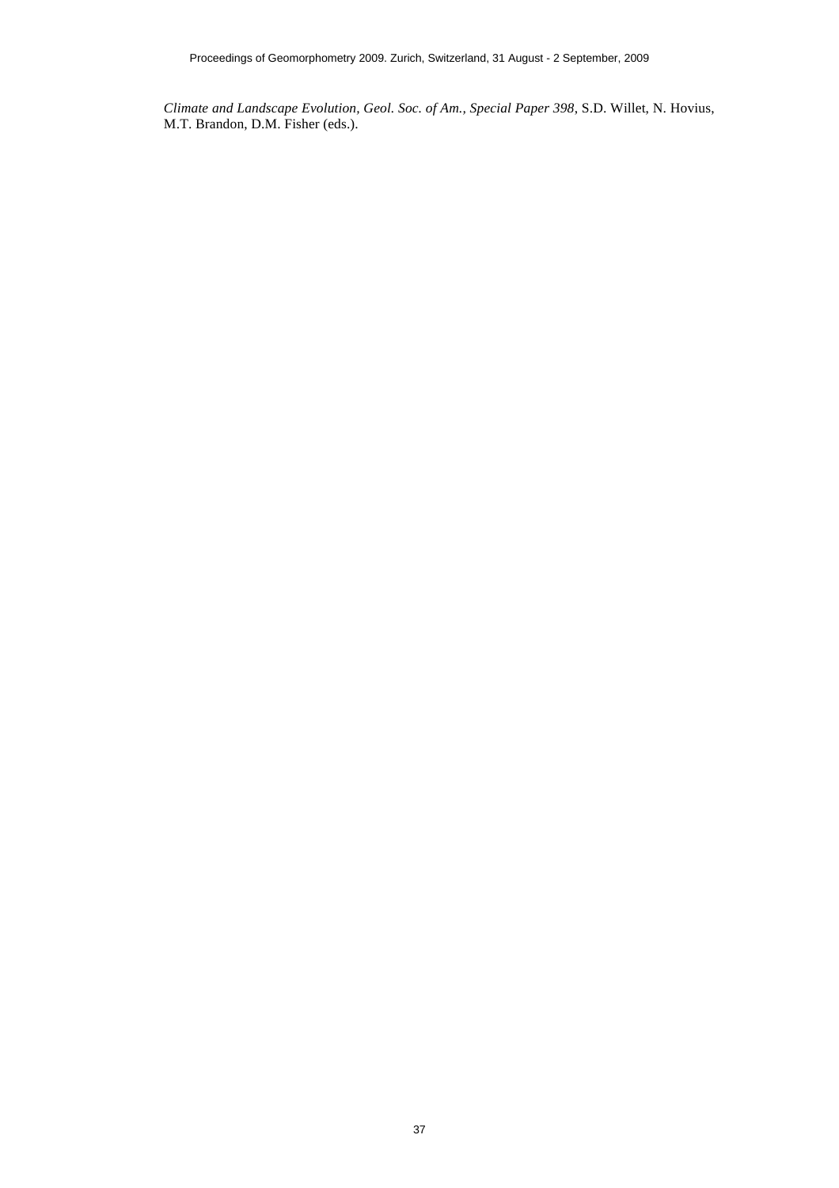*Climate and Landscape Evolution, Geol. Soc. of Am., Special Paper 398*, S.D. Willet, N. Hovius, M.T. Brandon, D.M. Fisher (eds.).